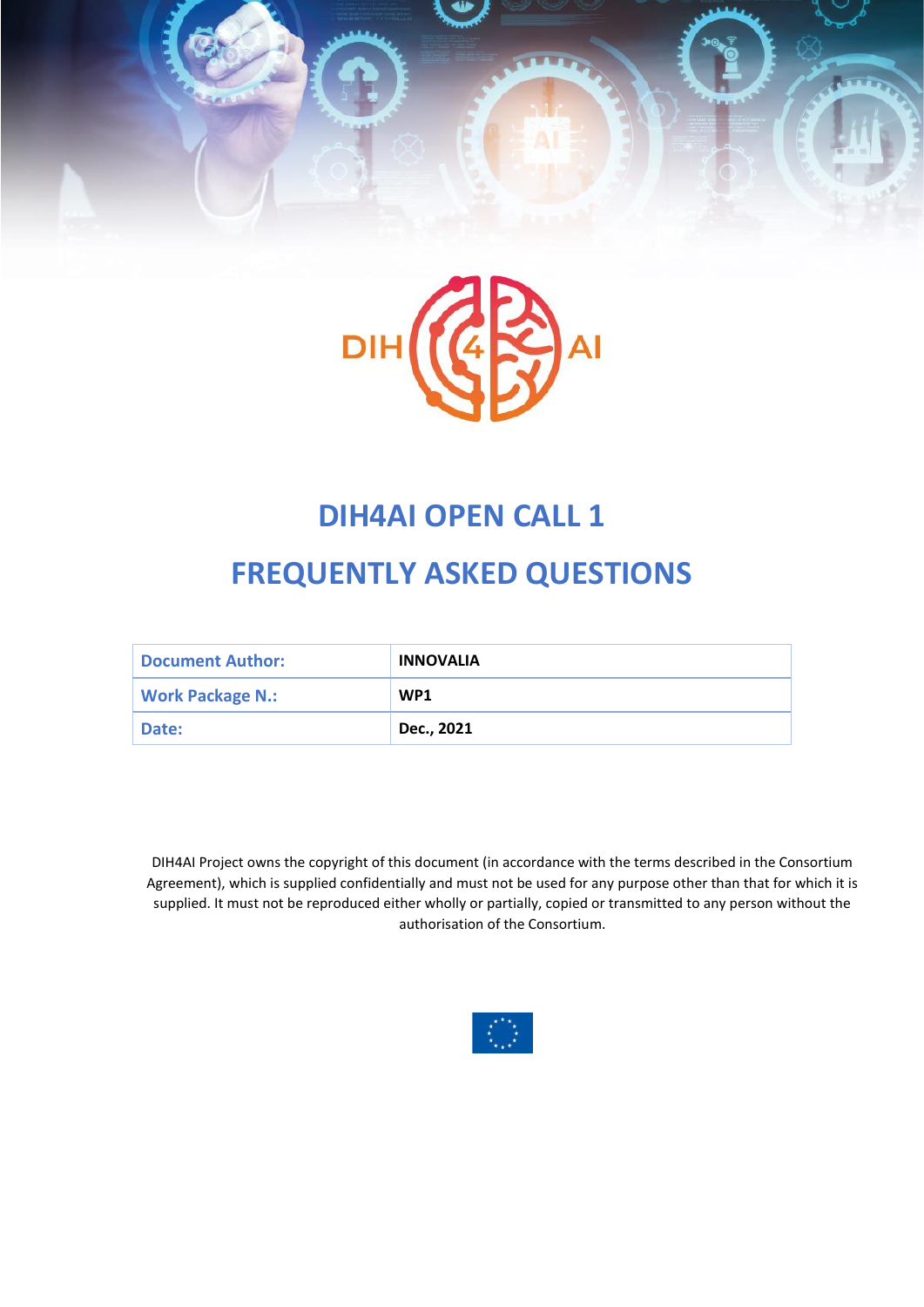# DIH4AI OPEN CALL 1

# FREQUENTLY ASKED QUESTIONS

| Document Author: | INNOVALIA |
| --- | --- |
| Work Package N.: | WP1 |
| Date: | Dec., 2021 |

DIH4AI Project owns the copyright of this document (in accordance with the terms described in the Consortium Agreement), which is supplied confidentially and must not be used for any purpose other than that for which it is supplied. It must not be reproduced either wholly or partially, copied or transmitted to any person without the authorisation of the Consortium.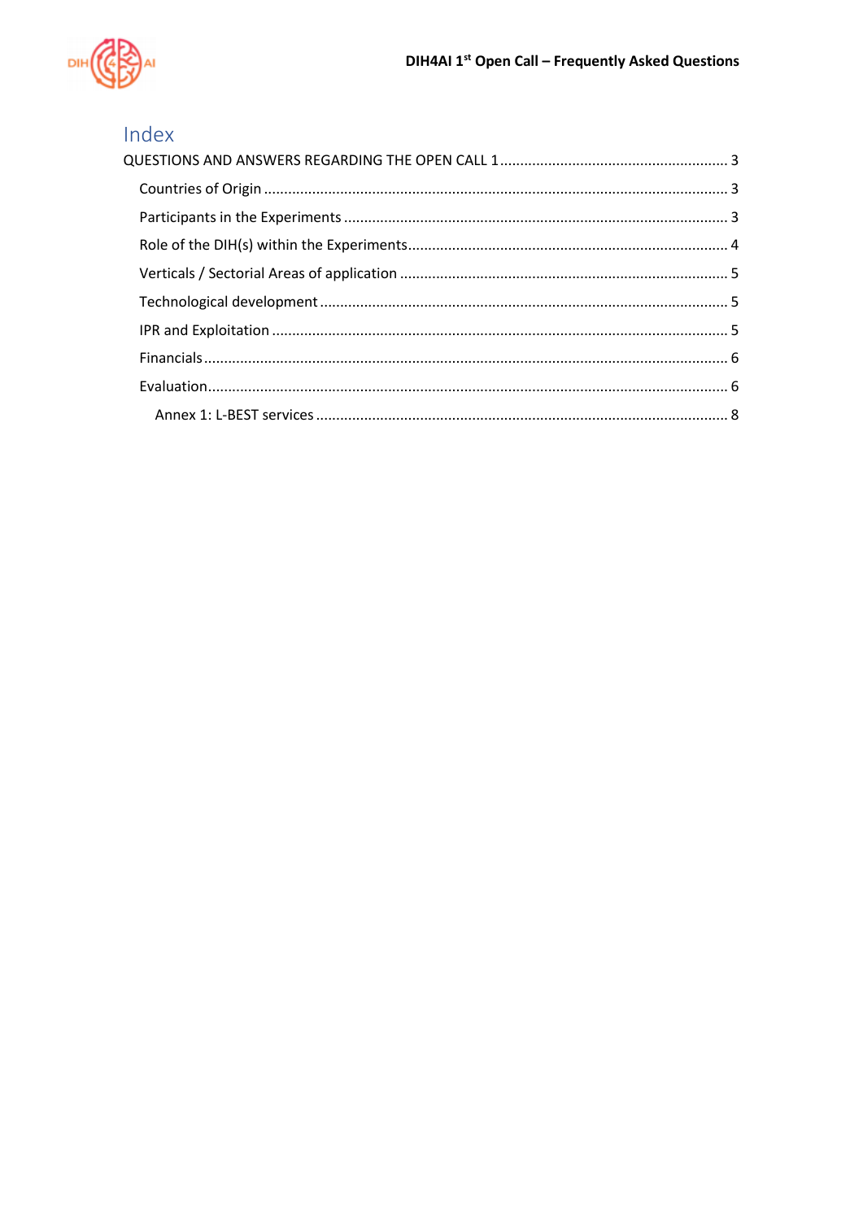# Index

QUESTIONS AND ANSWERS REGARDING THE OPEN CALL 1 ........................................................ 3

- Countries of Origin ........................................................ 3
- Participants in the Experiments ........................................................ 3
- Role of the DIH(s) within the Experiments ........................................................ 4
- Verticals / Sectorial Areas of application ........................................................ 5
- Technological development ........................................................ 5
- IPR and Exploitation ........................................................ 5
- Financials ........................................................ 6
- Evaluation ........................................................ 6
  - Annex 1: L-BEST services ........................................................ 8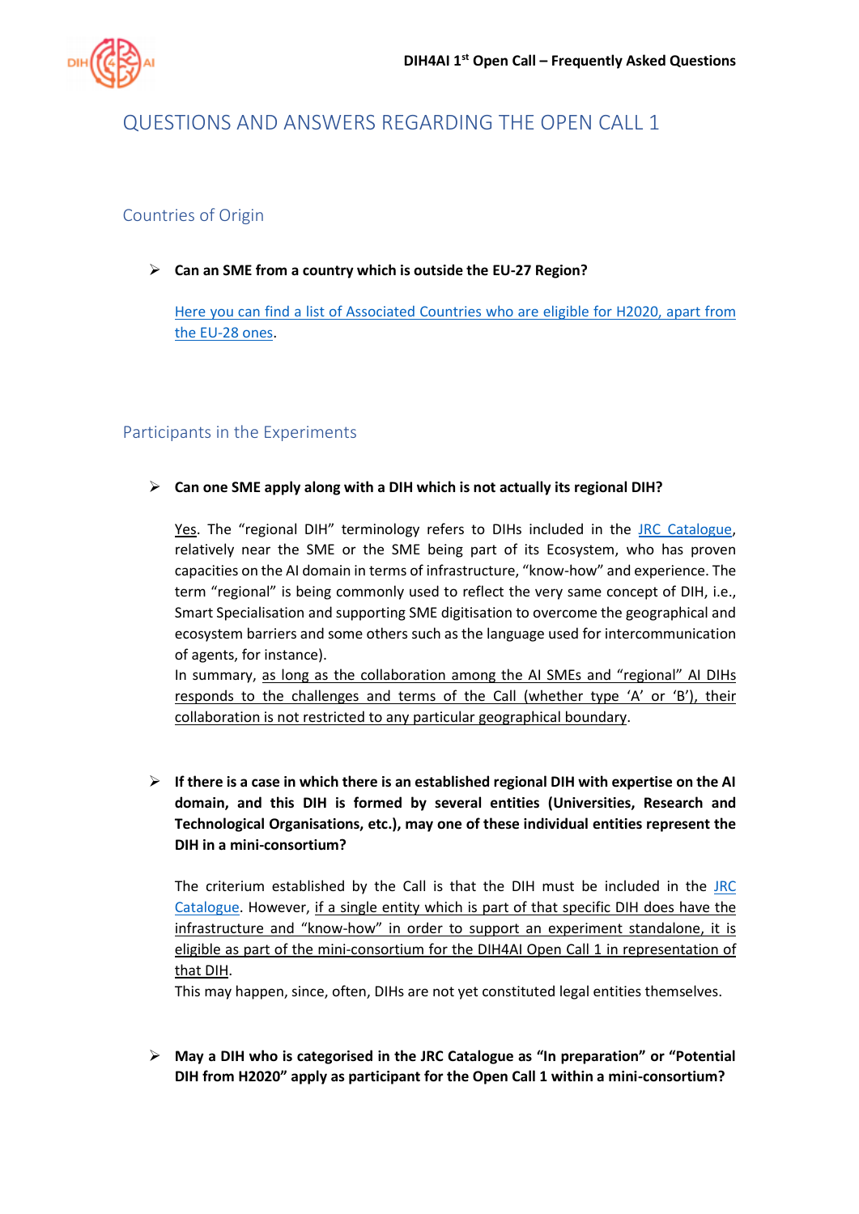# QUESTIONS AND ANSWERS REGARDING THE OPEN CALL 1

## Countries of Origin

- **Can an SME from a country which is outside the EU-27 Region?**

  Here you can find a list of Associated Countries who are eligible for H2020, apart from the EU-28 ones.

## Participants in the Experiments

- **Can one SME apply along with a DIH which is not actually its regional DIH?**

  Yes. The "regional DIH" terminology refers to DIHs included in the JRC Catalogue, relatively near the SME or the SME being part of its Ecosystem, who has proven capacities on the AI domain in terms of infrastructure, "know-how" and experience. The term "regional" is being commonly used to reflect the very same concept of DIH, i.e., Smart Specialisation and supporting SME digitisation to overcome the geographical and ecosystem barriers and some others such as the language used for intercommunication of agents, for instance).
  
  In summary, as long as the collaboration among the AI SMEs and "regional" AI DIHs responds to the challenges and terms of the Call (whether type 'A' or 'B'), their collaboration is not restricted to any particular geographical boundary.

- **If there is a case in which there is an established regional DIH with expertise on the AI domain, and this DIH is formed by several entities (Universities, Research and Technological Organisations, etc.), may one of these individual entities represent the DIH in a mini-consortium?**

  The criterium established by the Call is that the DIH must be included in the JRC Catalogue. However, if a single entity which is part of that specific DIH does have the infrastructure and "know-how" in order to support an experiment standalone, it is eligible as part of the mini-consortium for the DIH4AI Open Call 1 in representation of that DIH.
  
  This may happen, since, often, DIHs are not yet constituted legal entities themselves.

- **May a DIH who is categorised in the JRC Catalogue as "In preparation" or "Potential DIH from H2020" apply as participant for the Open Call 1 within a mini-consortium?**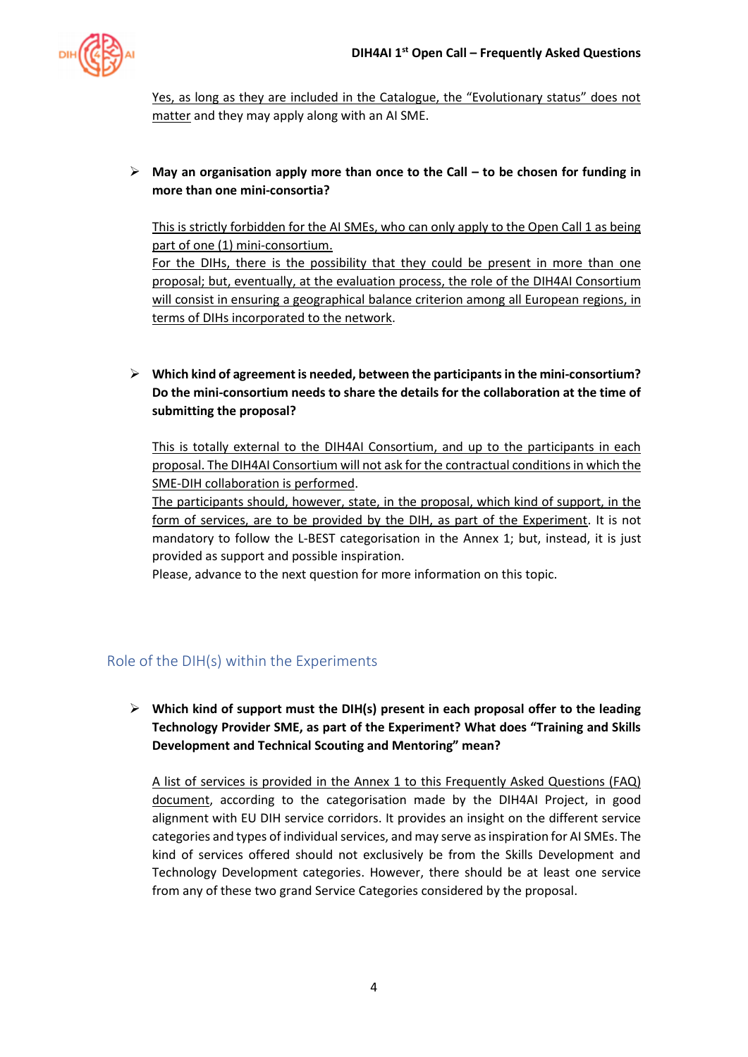Yes, as long as they are included in the Catalogue, the "Evolutionary status" does not matter and they may apply along with an AI SME.

- **May an organisation apply more than once to the Call – to be chosen for funding in more than one mini-consortia?**

  This is strictly forbidden for the AI SMEs, who can only apply to the Open Call 1 as being part of one (1) mini-consortium.
  For the DIHs, there is the possibility that they could be present in more than one proposal; but, eventually, at the evaluation process, the role of the DIH4AI Consortium will consist in ensuring a geographical balance criterion among all European regions, in terms of DIHs incorporated to the network.

- **Which kind of agreement is needed, between the participants in the mini-consortium? Do the mini-consortium needs to share the details for the collaboration at the time of submitting the proposal?**

  This is totally external to the DIH4AI Consortium, and up to the participants in each proposal. The DIH4AI Consortium will not ask for the contractual conditions in which the SME-DIH collaboration is performed.
  The participants should, however, state, in the proposal, which kind of support, in the form of services, are to be provided by the DIH, as part of the Experiment. It is not mandatory to follow the L-BEST categorisation in the Annex 1; but, instead, it is just provided as support and possible inspiration.
  Please, advance to the next question for more information on this topic.

## Role of the DIH(s) within the Experiments

- **Which kind of support must the DIH(s) present in each proposal offer to the leading Technology Provider SME, as part of the Experiment? What does "Training and Skills Development and Technical Scouting and Mentoring" mean?**

  A list of services is provided in the Annex 1 to this Frequently Asked Questions (FAQ) document, according to the categorisation made by the DIH4AI Project, in good alignment with EU DIH service corridors. It provides an insight on the different service categories and types of individual services, and may serve as inspiration for AI SMEs. The kind of services offered should not exclusively be from the Skills Development and Technology Development categories. However, there should be at least one service from any of these two grand Service Categories considered by the proposal.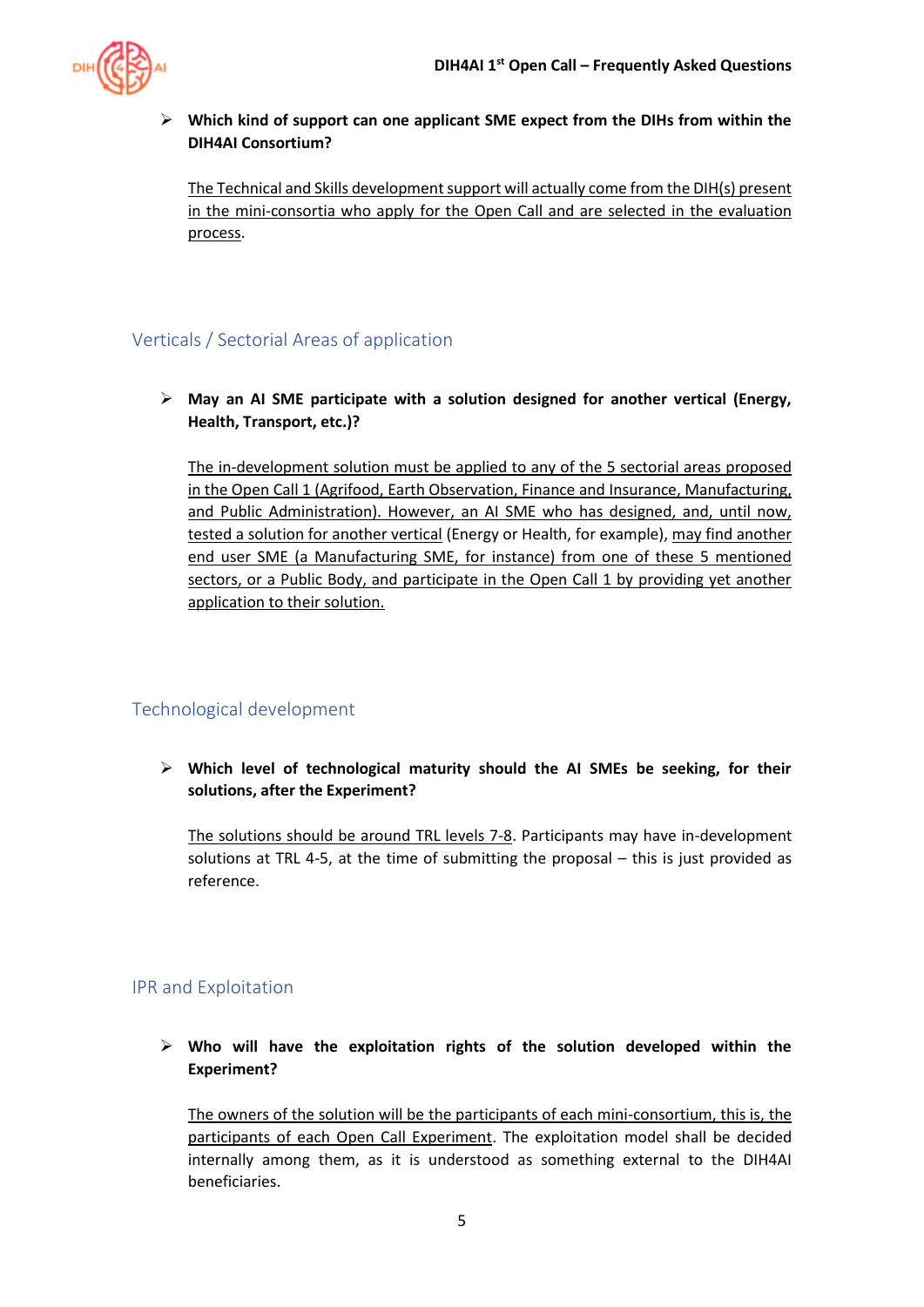- **Which kind of support can one applicant SME expect from the DIHs from within the DIH4AI Consortium?**

  The Technical and Skills development support will actually come from the DIH(s) present in the mini-consortia who apply for the Open Call and are selected in the evaluation process.

## Verticals / Sectorial Areas of application

- **May an AI SME participate with a solution designed for another vertical (Energy, Health, Transport, etc.)?**

  The in-development solution must be applied to any of the 5 sectorial areas proposed in the Open Call 1 (Agrifood, Earth Observation, Finance and Insurance, Manufacturing, and Public Administration). However, an AI SME who has designed, and, until now, tested a solution for another vertical (Energy or Health, for example), may find another end user SME (a Manufacturing SME, for instance) from one of these 5 mentioned sectors, or a Public Body, and participate in the Open Call 1 by providing yet another application to their solution.

## Technological development

- **Which level of technological maturity should the AI SMEs be seeking, for their solutions, after the Experiment?**

  The solutions should be around TRL levels 7-8. Participants may have in-development solutions at TRL 4-5, at the time of submitting the proposal – this is just provided as reference.

## IPR and Exploitation

- **Who will have the exploitation rights of the solution developed within the Experiment?**

  The owners of the solution will be the participants of each mini-consortium, this is, the participants of each Open Call Experiment. The exploitation model shall be decided internally among them, as it is understood as something external to the DIH4AI beneficiaries.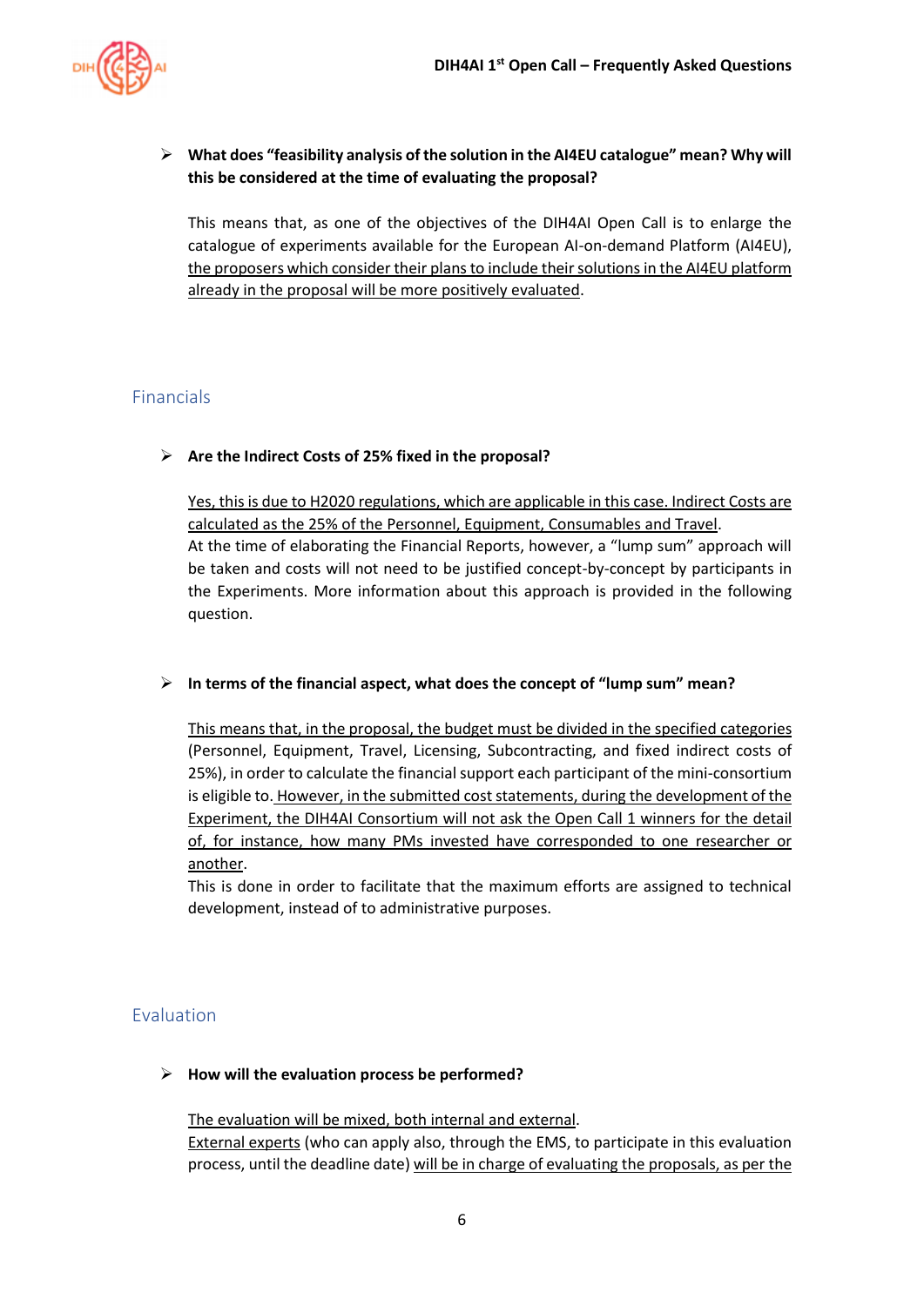- **What does "feasibility analysis of the solution in the AI4EU catalogue" mean? Why will this be considered at the time of evaluating the proposal?**

  This means that, as one of the objectives of the DIH4AI Open Call is to enlarge the catalogue of experiments available for the European AI-on-demand Platform (AI4EU), the proposers which consider their plans to include their solutions in the AI4EU platform already in the proposal will be more positively evaluated.

## Financials

- **Are the Indirect Costs of 25% fixed in the proposal?**

  Yes, this is due to H2020 regulations, which are applicable in this case. Indirect Costs are calculated as the 25% of the Personnel, Equipment, Consumables and Travel.
  At the time of elaborating the Financial Reports, however, a "lump sum" approach will be taken and costs will not need to be justified concept-by-concept by participants in the Experiments. More information about this approach is provided in the following question.

- **In terms of the financial aspect, what does the concept of "lump sum" mean?**

  This means that, in the proposal, the budget must be divided in the specified categories (Personnel, Equipment, Travel, Licensing, Subcontracting, and fixed indirect costs of 25%), in order to calculate the financial support each participant of the mini-consortium is eligible to. However, in the submitted cost statements, during the development of the Experiment, the DIH4AI Consortium will not ask the Open Call 1 winners for the detail of, for instance, how many PMs invested have corresponded to one researcher or another.
  This is done in order to facilitate that the maximum efforts are assigned to technical development, instead of to administrative purposes.

## Evaluation

- **How will the evaluation process be performed?**

  The evaluation will be mixed, both internal and external.
  External experts (who can apply also, through the EMS, to participate in this evaluation process, until the deadline date) will be in charge of evaluating the proposals, as per the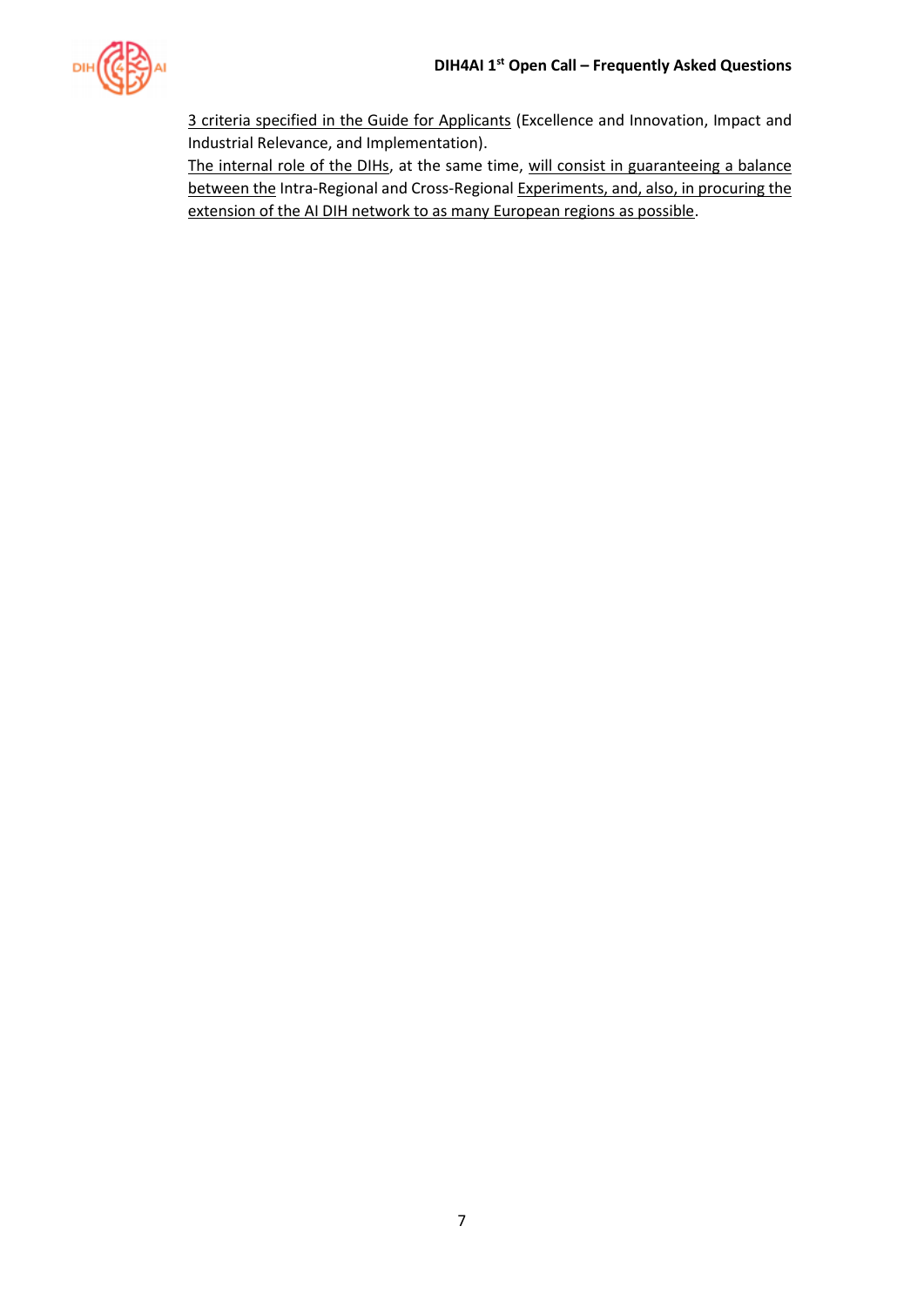3 criteria specified in the Guide for Applicants (Excellence and Innovation, Impact and Industrial Relevance, and Implementation).

The internal role of the DIHs, at the same time, will consist in guaranteeing a balance between the Intra-Regional and Cross-Regional Experiments, and, also, in procuring the extension of the AI DIH network to as many European regions as possible.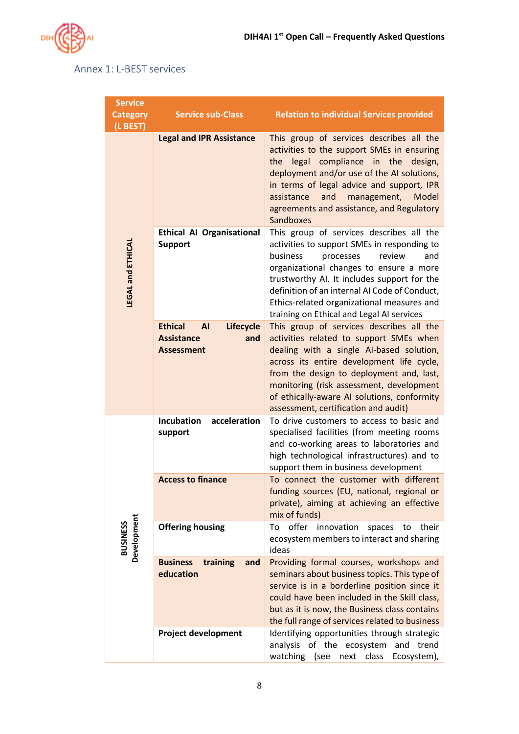## Annex 1: L-BEST services

| Service Category (L BEST) | Service sub-Class | Relation to individual Services provided |
|---|---|---|
| LEGAL and ETHICAL | **Legal and IPR Assistance** | This group of services describes all the activities to the support SMEs in ensuring the legal compliance in the design, deployment and/or use of the AI solutions, in terms of legal advice and support, IPR assistance and management, Model agreements and assistance, and Regulatory Sandboxes |
| | **Ethical AI Organisational Support** | This group of services describes all the activities to support SMEs in responding to business processes review and organizational changes to ensure a more trustworthy AI. It includes support for the definition of an internal AI Code of Conduct, Ethics-related organizational measures and training on Ethical and Legal AI services |
| | **Ethical AI Lifecycle Assistance and Assessment** | This group of services describes all the activities related to support SMEs when dealing with a single AI-based solution, across its entire development life cycle, from the design to deployment and, last, monitoring (risk assessment, development of ethically-aware AI solutions, conformity assessment, certification and audit) |
| BUSINESS Development | **Incubation acceleration support** | To drive customers to access to basic and specialised facilities (from meeting rooms and co-working areas to laboratories and high technological infrastructures) and to support them in business development |
| | **Access to finance** | To connect the customer with different funding sources (EU, national, regional or private), aiming at achieving an effective mix of funds) |
| | **Offering housing** | To offer innovation spaces to their ecosystem members to interact and sharing ideas |
| | **Business training and education** | Providing formal courses, workshops and seminars about business topics. This type of service is in a borderline position since it could have been included in the Skill class, but as it is now, the Business class contains the full range of services related to business |
| | **Project development** | Identifying opportunities through strategic analysis of the ecosystem and trend watching (see next class Ecosystem), |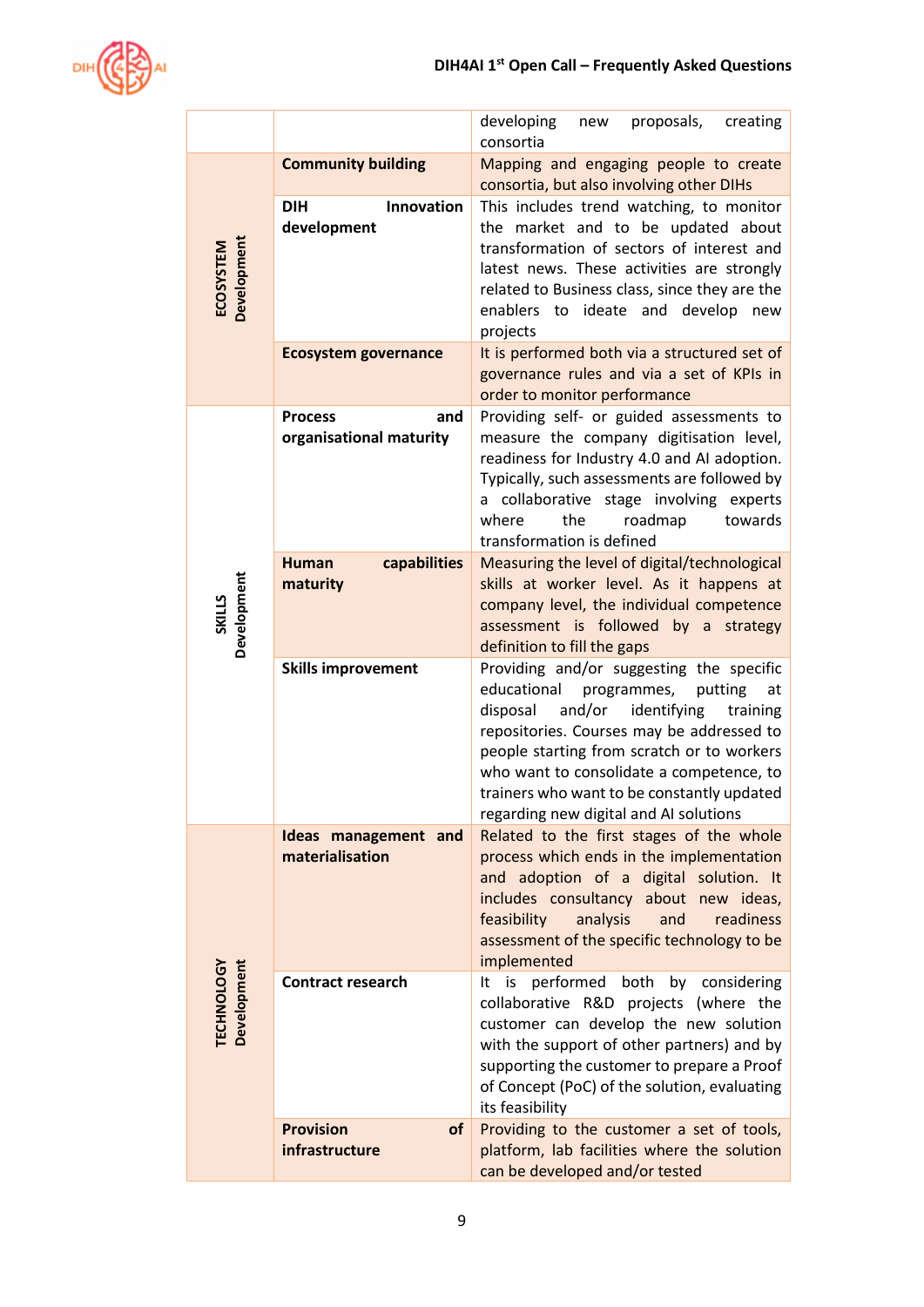| | | |
|---|---|---|
| | | developing new proposals, creating consortia |
| ECOSYSTEM Development | **Community building** | Mapping and engaging people to create consortia, but also involving other DIHs |
| | **DIH Innovation development** | This includes trend watching, to monitor the market and to be updated about transformation of sectors of interest and latest news. These activities are strongly related to Business class, since they are the enablers to ideate and develop new projects |
| | **Ecosystem governance** | It is performed both via a structured set of governance rules and via a set of KPIs in order to monitor performance |
| SKILLS Development | **Process and organisational maturity** | Providing self- or guided assessments to measure the company digitisation level, readiness for Industry 4.0 and AI adoption. Typically, such assessments are followed by a collaborative stage involving experts where the roadmap towards transformation is defined |
| | **Human capabilities maturity** | Measuring the level of digital/technological skills at worker level. As it happens at company level, the individual competence assessment is followed by a strategy definition to fill the gaps |
| | **Skills improvement** | Providing and/or suggesting the specific educational programmes, putting at disposal and/or identifying training repositories. Courses may be addressed to people starting from scratch or to workers who want to consolidate a competence, to trainers who want to be constantly updated regarding new digital and AI solutions |
| TECHNOLOGY Development | **Ideas management and materialisation** | Related to the first stages of the whole process which ends in the implementation and adoption of a digital solution. It includes consultancy about new ideas, feasibility analysis and readiness assessment of the specific technology to be implemented |
| | **Contract research** | It is performed both by considering collaborative R&D projects (where the customer can develop the new solution with the support of other partners) and by supporting the customer to prepare a Proof of Concept (PoC) of the solution, evaluating its feasibility |
| | **Provision of infrastructure** | Providing to the customer a set of tools, platform, lab facilities where the solution can be developed and/or tested |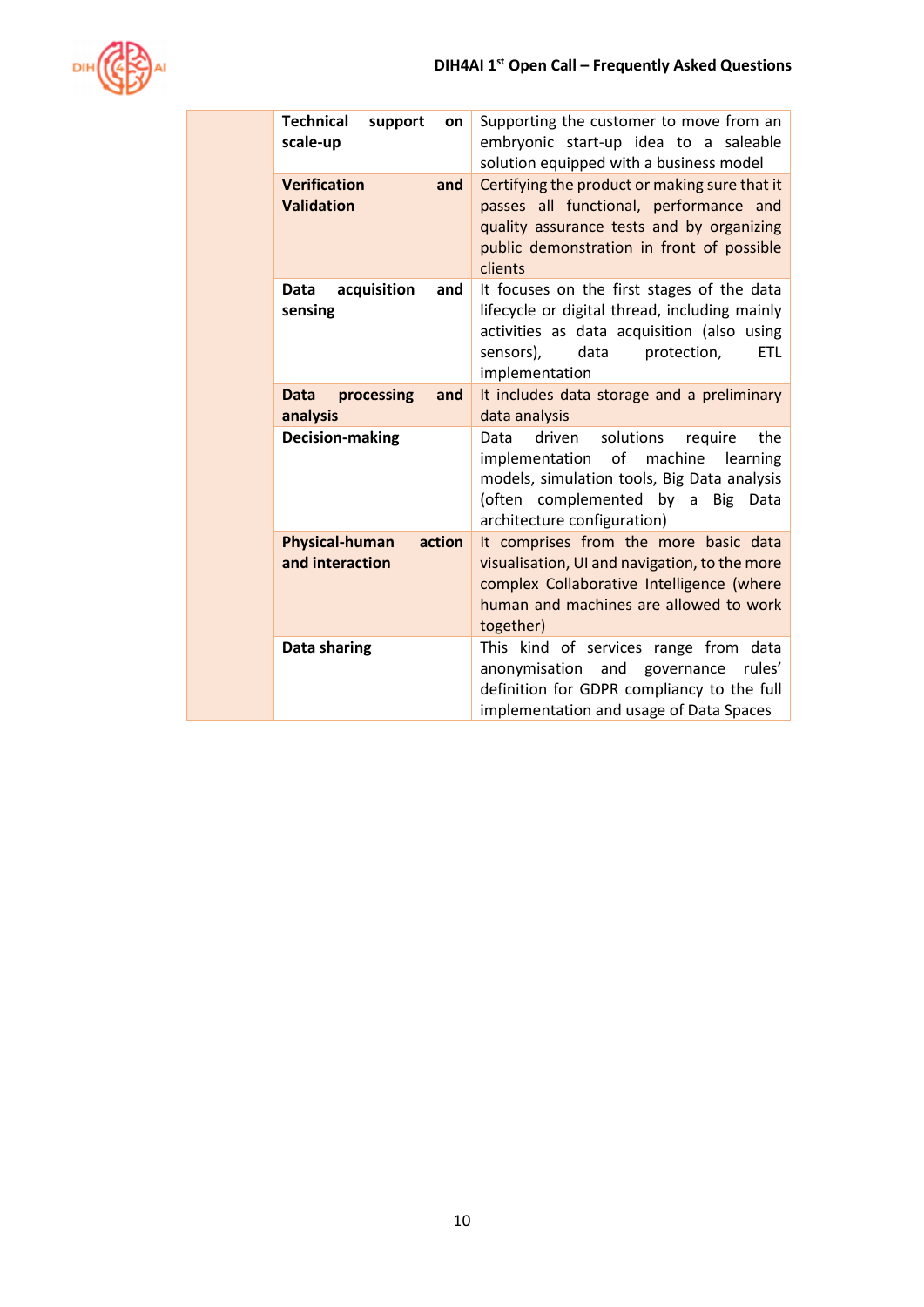| | | |
|---|---|---|
| | **Technical support on scale-up** | Supporting the customer to move from an embryonic start-up idea to a saleable solution equipped with a business model |
| | **Verification and Validation** | Certifying the product or making sure that it passes all functional, performance and quality assurance tests and by organizing public demonstration in front of possible clients |
| | **Data acquisition and sensing** | It focuses on the first stages of the data lifecycle or digital thread, including mainly activities as data acquisition (also using sensors), data protection, ETL implementation |
| | **Data processing and analysis** | It includes data storage and a preliminary data analysis |
| | **Decision-making** | Data driven solutions require the implementation of machine learning models, simulation tools, Big Data analysis (often complemented by a Big Data architecture configuration) |
| | **Physical-human action and interaction** | It comprises from the more basic data visualisation, UI and navigation, to the more complex Collaborative Intelligence (where human and machines are allowed to work together) |
| | **Data sharing** | This kind of services range from data anonymisation and governance rules' definition for GDPR compliancy to the full implementation and usage of Data Spaces |